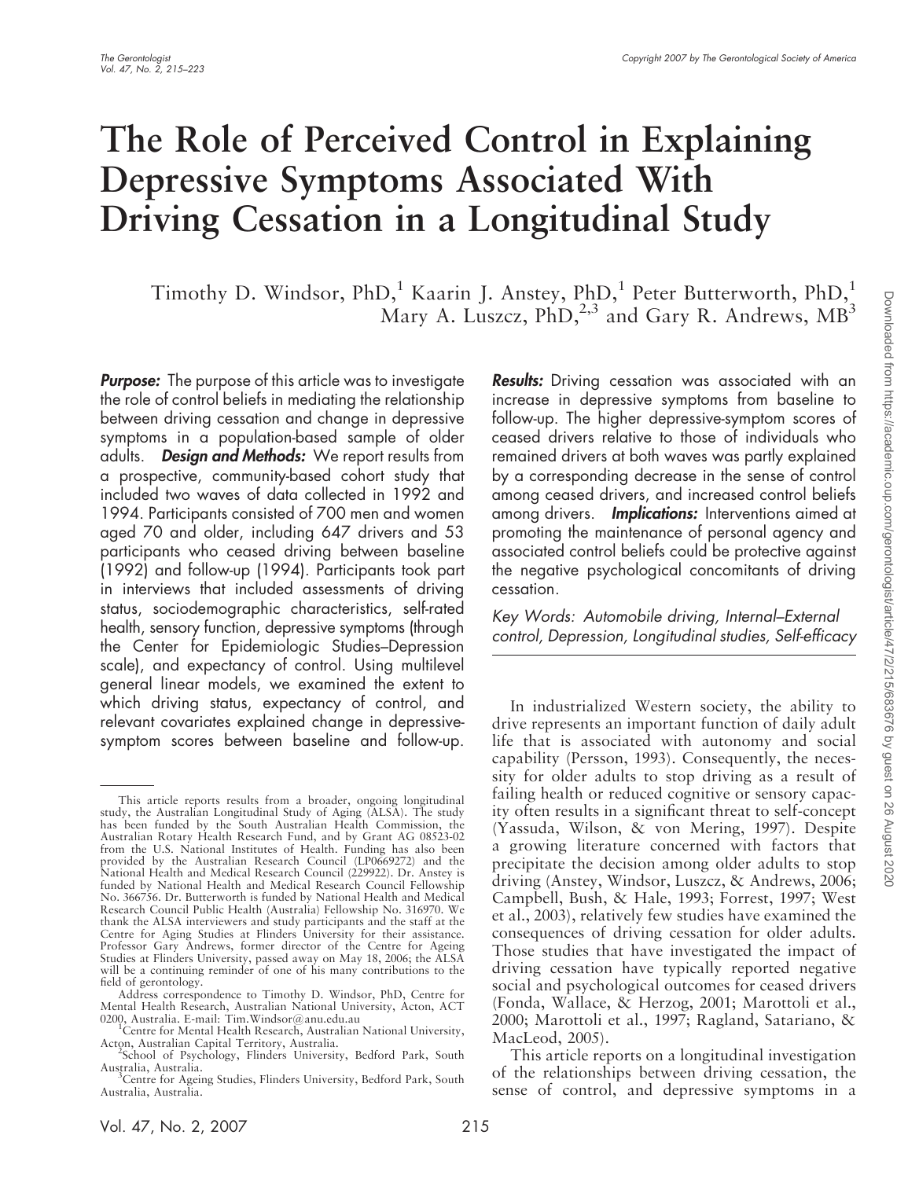# The Role of Perceived Control in Explaining Depressive Symptoms Associated With Driving Cessation in a Longitudinal Study

Timothy D. Windsor, PhD,[1] Kaarin J. Anstey, PhD,[1] Peter Butterworth, PhD,[1] Mary A. Luszcz, PhD,[2,3] and Gary R. Andrews, MB[3]

***Purpose:*** The purpose of this article was to investigate the role of control beliefs in mediating the relationship between driving cessation and change in depressive symptoms in a population-based sample of older adults. ***Design and Methods:*** We report results from a prospective, community-based cohort study that included two waves of data collected in 1992 and 1994. Participants consisted of 700 men and women aged 70 and older, including 647 drivers and 53 participants who ceased driving between baseline (1992) and follow-up (1994). Participants took part in interviews that included assessments of driving status, sociodemographic characteristics, self-rated health, sensory function, depressive symptoms (through the Center for Epidemiologic Studies–Depression scale), and expectancy of control. Using multilevel general linear models, we examined the extent to which driving status, expectancy of control, and relevant covariates explained change in depressive-symptom scores between baseline and follow-up. ***Results:*** Driving cessation was associated with an increase in depressive symptoms from baseline to follow-up. The higher depressive-symptom scores of ceased drivers relative to those of individuals who remained drivers at both waves was partly explained by a corresponding decrease in the sense of control among ceased drivers, and increased control beliefs among drivers. ***Implications:*** Interventions aimed at promoting the maintenance of personal agency and associated control beliefs could be protective against the negative psychological concomitants of driving cessation.

*Key Words: Automobile driving, Internal–External control, Depression, Longitudinal studies, Self-efficacy*

In industrialized Western society, the ability to drive represents an important function of daily adult life that is associated with autonomy and social capability (Persson, 1993). Consequently, the necessity for older adults to stop driving as a result of failing health or reduced cognitive or sensory capacity often results in a significant threat to self-concept (Yassuda, Wilson, & von Mering, 1997). Despite a growing literature concerned with factors that precipitate the decision among older adults to stop driving (Anstey, Windsor, Luszcz, & Andrews, 2006; Campbell, Bush, & Hale, 1993; Forrest, 1997; West et al., 2003), relatively few studies have examined the consequences of driving cessation for older adults. Those studies that have investigated the impact of driving cessation have typically reported negative social and psychological outcomes for ceased drivers (Fonda, Wallace, & Herzog, 2001; Marottoli et al., 2000; Marottoli et al., 1997; Ragland, Satariano, & MacLeod, 2005).

This article reports on a longitudinal investigation of the relationships between driving cessation, the sense of control, and depressive symptoms in a

---

This article reports results from a broader, ongoing longitudinal study, the Australian Longitudinal Study of Aging (ALSA). The study has been funded by the South Australian Health Commission, the Australian Rotary Health Research Fund, and by Grant AG 08523-02 from the U.S. National Institutes of Health. Funding has also been provided by the Australian Research Council (LP0669272) and the National Health and Medical Research Council (229922). Dr. Anstey is funded by National Health and Medical Research Council Fellowship No. 366756. Dr. Butterworth is funded by National Health and Medical Research Council Public Health (Australia) Fellowship No. 316970. We thank the ALSA interviewers and study participants and the staff at the Centre for Aging Studies at Flinders University for their assistance. Professor Gary Andrews, former director of the Centre for Ageing Studies at Flinders University, passed away on May 18, 2006; the ALSA will be a continuing reminder of one of his many contributions to the field of gerontology.

Address correspondence to Timothy D. Windsor, PhD, Centre for Mental Health Research, Australian National University, Acton, ACT 0200, Australia. E-mail: Tim.Windsor@anu.edu.au

[1]Centre for Mental Health Research, Australian National University, Acton, Australian Capital Territory, Australia.

[2]School of Psychology, Flinders University, Bedford Park, South Australia, Australia.

[3]Centre for Ageing Studies, Flinders University, Bedford Park, South Australia, Australia.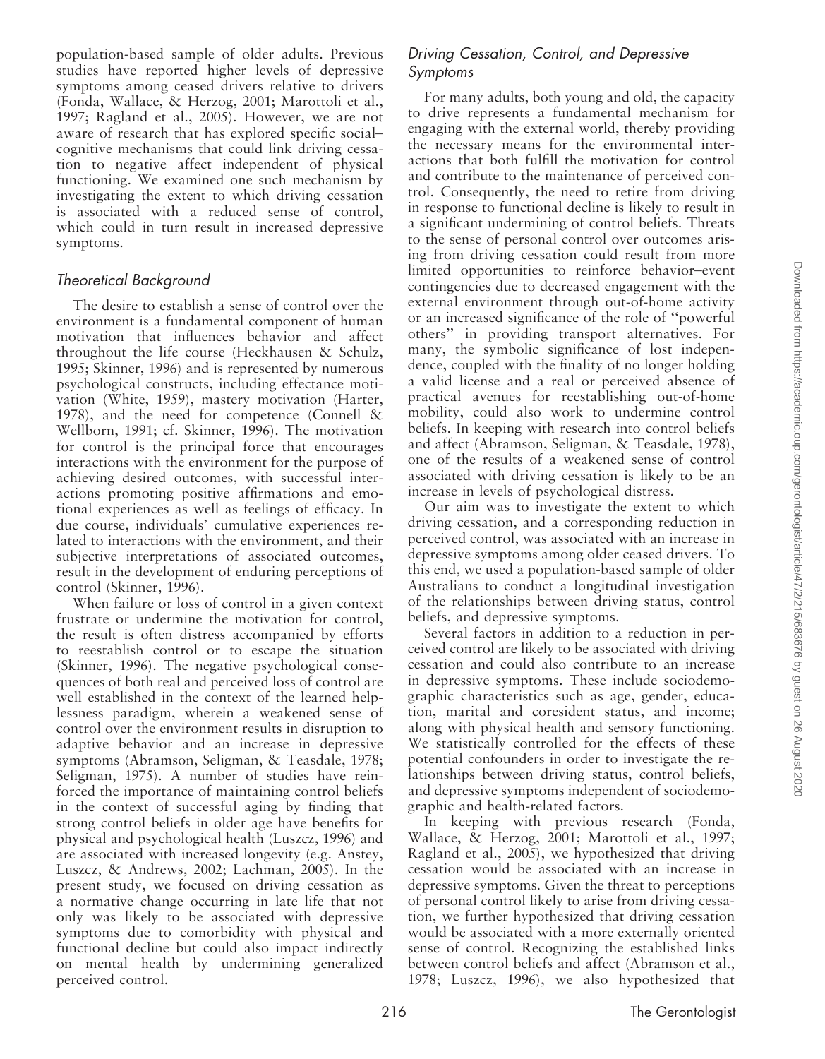population-based sample of older adults. Previous studies have reported higher levels of depressive symptoms among ceased drivers relative to drivers (Fonda, Wallace, & Herzog, 2001; Marottoli et al., 1997; Ragland et al., 2005). However, we are not aware of research that has explored specific social–cognitive mechanisms that could link driving cessation to negative affect independent of physical functioning. We examined one such mechanism by investigating the extent to which driving cessation is associated with a reduced sense of control, which could in turn result in increased depressive symptoms.

## *Theoretical Background*

The desire to establish a sense of control over the environment is a fundamental component of human motivation that influences behavior and affect throughout the life course (Heckhausen & Schulz, 1995; Skinner, 1996) and is represented by numerous psychological constructs, including effectance motivation (White, 1959), mastery motivation (Harter, 1978), and the need for competence (Connell & Wellborn, 1991; cf. Skinner, 1996). The motivation for control is the principal force that encourages interactions with the environment for the purpose of achieving desired outcomes, with successful interactions promoting positive affirmations and emotional experiences as well as feelings of efficacy. In due course, individuals' cumulative experiences related to interactions with the environment, and their subjective interpretations of associated outcomes, result in the development of enduring perceptions of control (Skinner, 1996).

When failure or loss of control in a given context frustrate or undermine the motivation for control, the result is often distress accompanied by efforts to reestablish control or to escape the situation (Skinner, 1996). The negative psychological consequences of both real and perceived loss of control are well established in the context of the learned helplessness paradigm, wherein a weakened sense of control over the environment results in disruption to adaptive behavior and an increase in depressive symptoms (Abramson, Seligman, & Teasdale, 1978; Seligman, 1975). A number of studies have reinforced the importance of maintaining control beliefs in the context of successful aging by finding that strong control beliefs in older age have benefits for physical and psychological health (Luszcz, 1996) and are associated with increased longevity (e.g. Anstey, Luszcz, & Andrews, 2002; Lachman, 2005). In the present study, we focused on driving cessation as a normative change occurring in late life that not only was likely to be associated with depressive symptoms due to comorbidity with physical and functional decline but could also impact indirectly on mental health by undermining generalized perceived control.

## *Driving Cessation, Control, and Depressive Symptoms*

For many adults, both young and old, the capacity to drive represents a fundamental mechanism for engaging with the external world, thereby providing the necessary means for the environmental interactions that both fulfill the motivation for control and contribute to the maintenance of perceived control. Consequently, the need to retire from driving in response to functional decline is likely to result in a significant undermining of control beliefs. Threats to the sense of personal control over outcomes arising from driving cessation could result from more limited opportunities to reinforce behavior–event contingencies due to decreased engagement with the external environment through out-of-home activity or an increased significance of the role of "powerful others" in providing transport alternatives. For many, the symbolic significance of lost independence, coupled with the finality of no longer holding a valid license and a real or perceived absence of practical avenues for reestablishing out-of-home mobility, could also work to undermine control beliefs. In keeping with research into control beliefs and affect (Abramson, Seligman, & Teasdale, 1978), one of the results of a weakened sense of control associated with driving cessation is likely to be an increase in levels of psychological distress.

Our aim was to investigate the extent to which driving cessation, and a corresponding reduction in perceived control, was associated with an increase in depressive symptoms among older ceased drivers. To this end, we used a population-based sample of older Australians to conduct a longitudinal investigation of the relationships between driving status, control beliefs, and depressive symptoms.

Several factors in addition to a reduction in perceived control are likely to be associated with driving cessation and could also contribute to an increase in depressive symptoms. These include sociodemographic characteristics such as age, gender, education, marital and coresident status, and income; along with physical health and sensory functioning. We statistically controlled for the effects of these potential confounders in order to investigate the relationships between driving status, control beliefs, and depressive symptoms independent of sociodemographic and health-related factors.

In keeping with previous research (Fonda, Wallace, & Herzog, 2001; Marottoli et al., 1997; Ragland et al., 2005), we hypothesized that driving cessation would be associated with an increase in depressive symptoms. Given the threat to perceptions of personal control likely to arise from driving cessation, we further hypothesized that driving cessation would be associated with a more externally oriented sense of control. Recognizing the established links between control beliefs and affect (Abramson et al., 1978; Luszcz, 1996), we also hypothesized that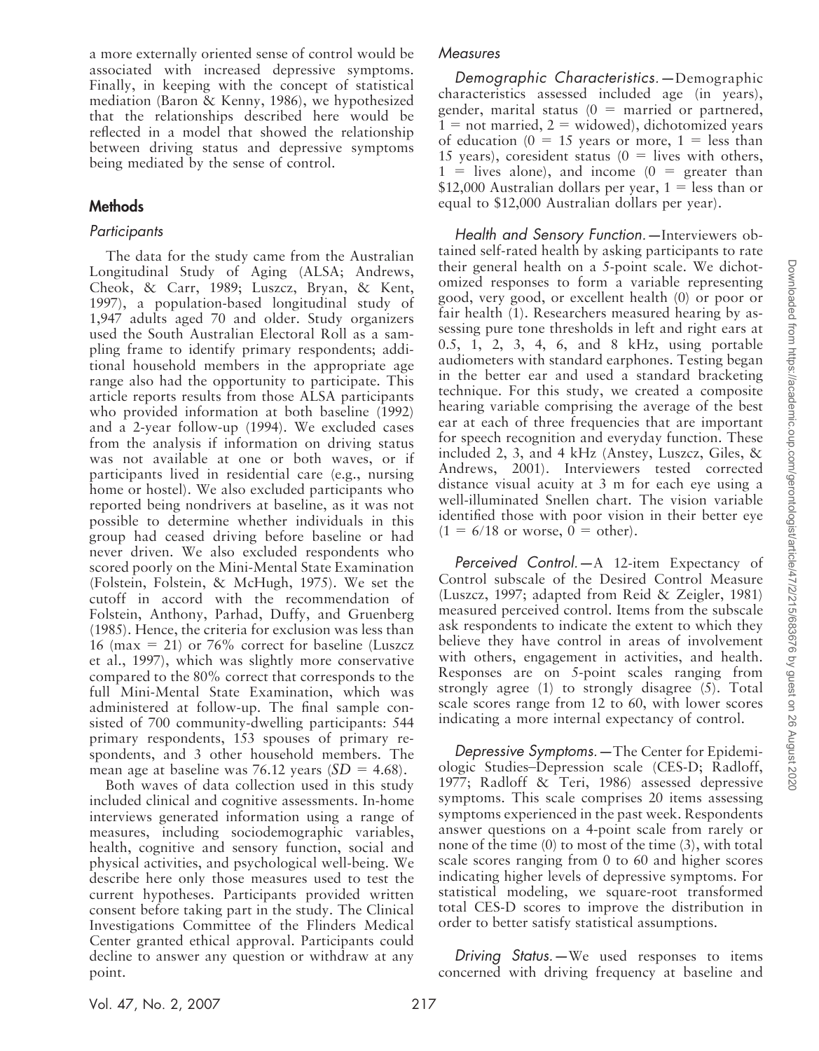a more externally oriented sense of control would be associated with increased depressive symptoms. Finally, in keeping with the concept of statistical mediation (Baron & Kenny, 1986), we hypothesized that the relationships described here would be reflected in a model that showed the relationship between driving status and depressive symptoms being mediated by the sense of control.

## Methods

### *Participants*

The data for the study came from the Australian Longitudinal Study of Aging (ALSA; Andrews, Cheok, & Carr, 1989; Luszcz, Bryan, & Kent, 1997), a population-based longitudinal study of 1,947 adults aged 70 and older. Study organizers used the South Australian Electoral Roll as a sampling frame to identify primary respondents; additional household members in the appropriate age range also had the opportunity to participate. This article reports results from those ALSA participants who provided information at both baseline (1992) and a 2-year follow-up (1994). We excluded cases from the analysis if information on driving status was not available at one or both waves, or if participants lived in residential care (e.g., nursing home or hostel). We also excluded participants who reported being nondrivers at baseline, as it was not possible to determine whether individuals in this group had ceased driving before baseline or had never driven. We also excluded respondents who scored poorly on the Mini-Mental State Examination (Folstein, Folstein, & McHugh, 1975). We set the cutoff in accord with the recommendation of Folstein, Anthony, Parhad, Duffy, and Gruenberg (1985). Hence, the criteria for exclusion was less than 16 (max = 21) or 76% correct for baseline (Luszcz et al., 1997), which was slightly more conservative compared to the 80% correct that corresponds to the full Mini-Mental State Examination, which was administered at follow-up. The final sample consisted of 700 community-dwelling participants: 544 primary respondents, 153 spouses of primary respondents, and 3 other household members. The mean age at baseline was 76.12 years ($SD$ = 4.68).

Both waves of data collection used in this study included clinical and cognitive assessments. In-home interviews generated information using a range of measures, including sociodemographic variables, health, cognitive and sensory function, social and physical activities, and psychological well-being. We describe here only those measures used to test the current hypotheses. Participants provided written consent before taking part in the study. The Clinical Investigations Committee of the Flinders Medical Center granted ethical approval. Participants could decline to answer any question or withdraw at any point.

### *Measures*

*Demographic Characteristics.*—Demographic characteristics assessed included age (in years), gender, marital status (0 = married or partnered, 1 = not married, 2 = widowed), dichotomized years of education (0 = 15 years or more, 1 = less than 15 years), coresident status (0 = lives with others, 1 = lives alone), and income (0 = greater than \$12,000 Australian dollars per year, 1 = less than or equal to \$12,000 Australian dollars per year).

*Health and Sensory Function.*—Interviewers obtained self-rated health by asking participants to rate their general health on a 5-point scale. We dichotomized responses to form a variable representing good, very good, or excellent health (0) or poor or fair health (1). Researchers measured hearing by assessing pure tone thresholds in left and right ears at 0.5, 1, 2, 3, 4, 6, and 8 kHz, using portable audiometers with standard earphones. Testing began in the better ear and used a standard bracketing technique. For this study, we created a composite hearing variable comprising the average of the best ear at each of three frequencies that are important for speech recognition and everyday function. These included 2, 3, and 4 kHz (Anstey, Luszcz, Giles, & Andrews, 2001). Interviewers tested corrected distance visual acuity at 3 m for each eye using a well-illuminated Snellen chart. The vision variable identified those with poor vision in their better eye (1 = 6/18 or worse, 0 = other).

*Perceived Control.*—A 12-item Expectancy of Control subscale of the Desired Control Measure (Luszcz, 1997; adapted from Reid & Zeigler, 1981) measured perceived control. Items from the subscale ask respondents to indicate the extent to which they believe they have control in areas of involvement with others, engagement in activities, and health. Responses are on 5-point scales ranging from strongly agree (1) to strongly disagree (5). Total scale scores range from 12 to 60, with lower scores indicating a more internal expectancy of control.

*Depressive Symptoms.*—The Center for Epidemiologic Studies–Depression scale (CES-D; Radloff, 1977; Radloff & Teri, 1986) assessed depressive symptoms. This scale comprises 20 items assessing symptoms experienced in the past week. Respondents answer questions on a 4-point scale from rarely or none of the time (0) to most of the time (3), with total scale scores ranging from 0 to 60 and higher scores indicating higher levels of depressive symptoms. For statistical modeling, we square-root transformed total CES-D scores to improve the distribution in order to better satisfy statistical assumptions.

*Driving Status.*—We used responses to items concerned with driving frequency at baseline and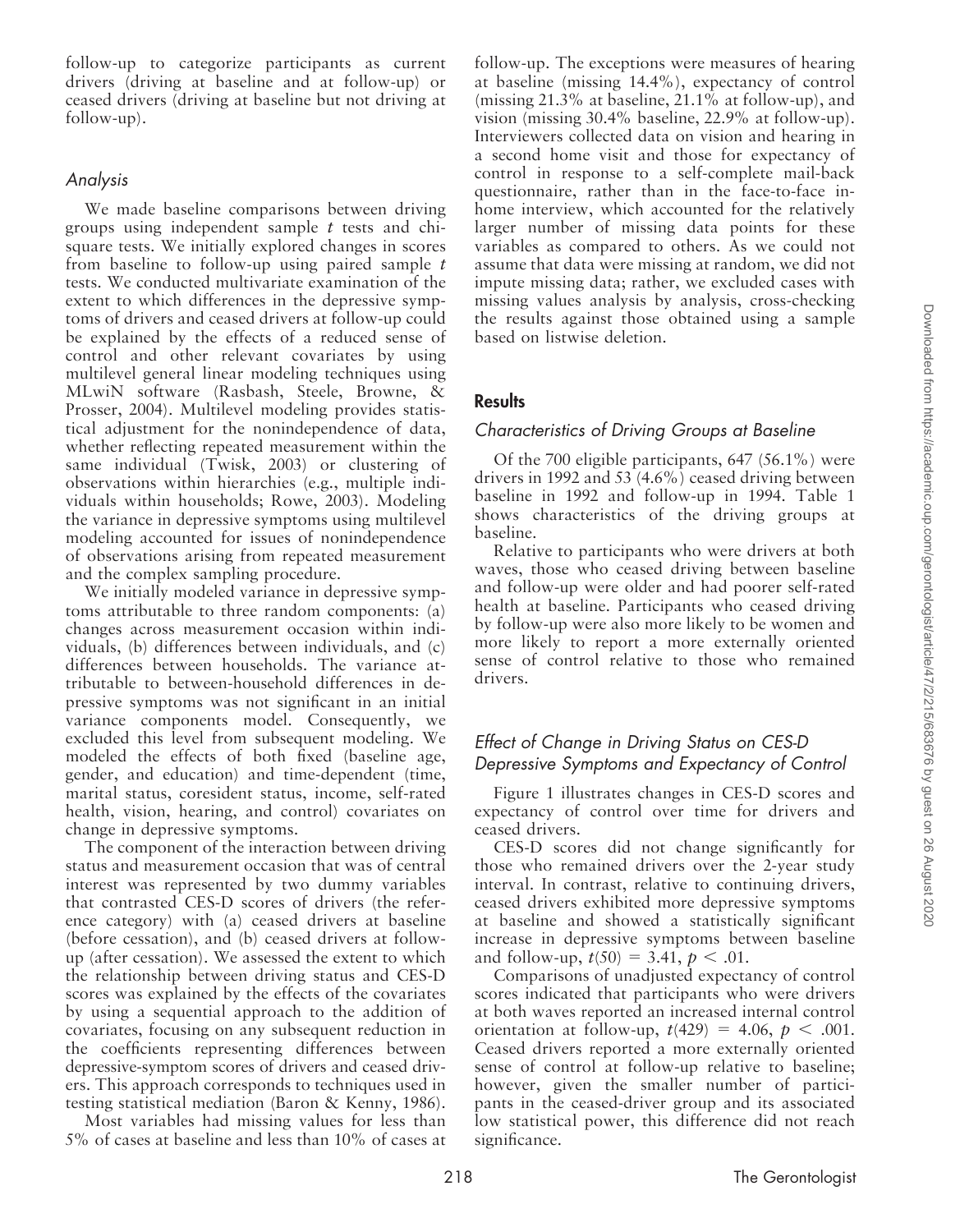follow-up to categorize participants as current drivers (driving at baseline and at follow-up) or ceased drivers (driving at baseline but not driving at follow-up).

### *Analysis*

We made baseline comparisons between driving groups using independent sample *t* tests and chi-square tests. We initially explored changes in scores from baseline to follow-up using paired sample *t* tests. We conducted multivariate examination of the extent to which differences in the depressive symptoms of drivers and ceased drivers at follow-up could be explained by the effects of a reduced sense of control and other relevant covariates by using multilevel general linear modeling techniques using MLwiN software (Rasbash, Steele, Browne, & Prosser, 2004). Multilevel modeling provides statistical adjustment for the nonindependence of data, whether reflecting repeated measurement within the same individual (Twisk, 2003) or clustering of observations within hierarchies (e.g., multiple individuals within households; Rowe, 2003). Modeling the variance in depressive symptoms using multilevel modeling accounted for issues of nonindependence of observations arising from repeated measurement and the complex sampling procedure.

We initially modeled variance in depressive symptoms attributable to three random components: (a) changes across measurement occasion within individuals, (b) differences between individuals, and (c) differences between households. The variance attributable to between-household differences in depressive symptoms was not significant in an initial variance components model. Consequently, we excluded this level from subsequent modeling. We modeled the effects of both fixed (baseline age, gender, and education) and time-dependent (time, marital status, coresident status, income, self-rated health, vision, hearing, and control) covariates on change in depressive symptoms.

The component of the interaction between driving status and measurement occasion that was of central interest was represented by two dummy variables that contrasted CES-D scores of drivers (the reference category) with (a) ceased drivers at baseline (before cessation), and (b) ceased drivers at follow-up (after cessation). We assessed the extent to which the relationship between driving status and CES-D scores was explained by the effects of the covariates by using a sequential approach to the addition of covariates, focusing on any subsequent reduction in the coefficients representing differences between depressive-symptom scores of drivers and ceased drivers. This approach corresponds to techniques used in testing statistical mediation (Baron & Kenny, 1986).

Most variables had missing values for less than 5% of cases at baseline and less than 10% of cases at follow-up. The exceptions were measures of hearing at baseline (missing 14.4%), expectancy of control (missing 21.3% at baseline, 21.1% at follow-up), and vision (missing 30.4% baseline, 22.9% at follow-up). Interviewers collected data on vision and hearing in a second home visit and those for expectancy of control in response to a self-complete mail-back questionnaire, rather than in the face-to-face in-home interview, which accounted for the relatively larger number of missing data points for these variables as compared to others. As we could not assume that data were missing at random, we did not impute missing data; rather, we excluded cases with missing values analysis by analysis, cross-checking the results against those obtained using a sample based on listwise deletion.

## Results

### *Characteristics of Driving Groups at Baseline*

Of the 700 eligible participants, 647 (56.1%) were drivers in 1992 and 53 (4.6%) ceased driving between baseline in 1992 and follow-up in 1994. Table 1 shows characteristics of the driving groups at baseline.

Relative to participants who were drivers at both waves, those who ceased driving between baseline and follow-up were older and had poorer self-rated health at baseline. Participants who ceased driving by follow-up were also more likely to be women and more likely to report a more externally oriented sense of control relative to those who remained drivers.

### *Effect of Change in Driving Status on CES-D Depressive Symptoms and Expectancy of Control*

Figure 1 illustrates changes in CES-D scores and expectancy of control over time for drivers and ceased drivers.

CES-D scores did not change significantly for those who remained drivers over the 2-year study interval. In contrast, relative to continuing drivers, ceased drivers exhibited more depressive symptoms at baseline and showed a statistically significant increase in depressive symptoms between baseline and follow-up, $t(50) = 3.41$, $p < .01$.

Comparisons of unadjusted expectancy of control scores indicated that participants who were drivers at both waves reported an increased internal control orientation at follow-up, $t(429) = 4.06$, $p < .001$. Ceased drivers reported a more externally oriented sense of control at follow-up relative to baseline; however, given the smaller number of participants in the ceased-driver group and its associated low statistical power, this difference did not reach significance.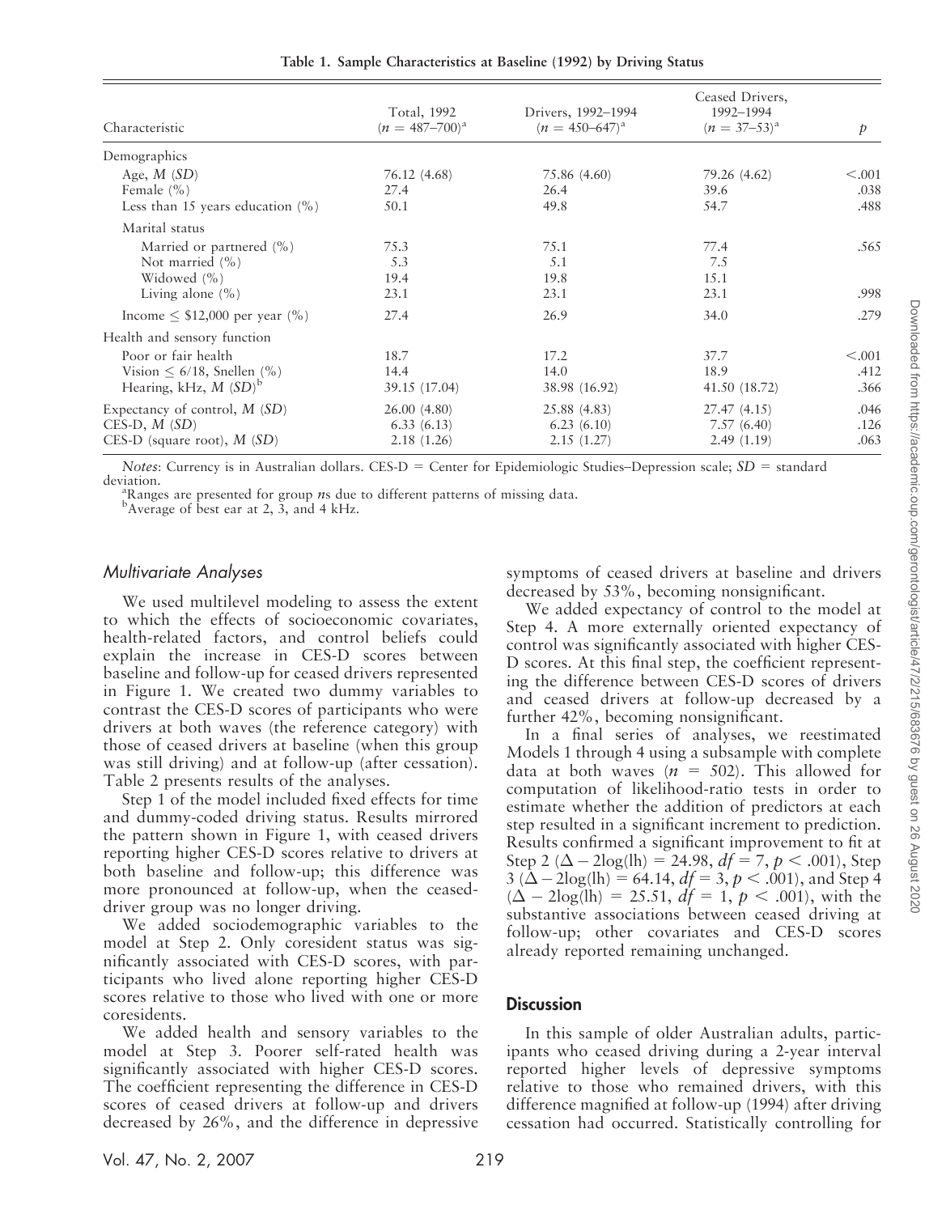**Table 1. Sample Characteristics at Baseline (1992) by Driving Status**

| Characteristic | Total, 1992 ($n$ = 487–700)[a] | Drivers, 1992–1994 ($n$ = 450–647)[a] | Ceased Drivers, 1992–1994 ($n$ = 37–53)[a] | $p$ |
|---|---|---|---|---|
| Demographics | | | | |
| Age, $M$ ($SD$) | 76.12 (4.68) | 75.86 (4.60) | 79.26 (4.62) | <.001 |
| Female (%) | 27.4 | 26.4 | 39.6 | .038 |
| Less than 15 years education (%) | 50.1 | 49.8 | 54.7 | .488 |
| Marital status | | | | |
| Married or partnered (%) | 75.3 | 75.1 | 77.4 | .565 |
| Not married (%) | 5.3 | 5.1 | 7.5 | |
| Widowed (%) | 19.4 | 19.8 | 15.1 | |
| Living alone (%) | 23.1 | 23.1 | 23.1 | .998 |
| Income ≤ $12,000 per year (%) | 27.4 | 26.9 | 34.0 | .279 |
| Health and sensory function | | | | |
| Poor or fair health | 18.7 | 17.2 | 37.7 | <.001 |
| Vision ≤ 6/18, Snellen (%) | 14.4 | 14.0 | 18.9 | .412 |
| Hearing, kHz, $M$ ($SD$)[b] | 39.15 (17.04) | 38.98 (16.92) | 41.50 (18.72) | .366 |
| Expectancy of control, $M$ ($SD$) | 26.00 (4.80) | 25.88 (4.83) | 27.47 (4.15) | .046 |
| CES-D, $M$ ($SD$) | 6.33 (6.13) | 6.23 (6.10) | 7.57 (6.40) | .126 |
| CES-D (square root), $M$ ($SD$) | 2.18 (1.26) | 2.15 (1.27) | 2.49 (1.19) | .063 |

*Notes*: Currency is in Australian dollars. CES-D = Center for Epidemiologic Studies–Depression scale; $SD$ = standard deviation.

[a]Ranges are presented for group $n$s due to different patterns of missing data.

[b]Average of best ear at 2, 3, and 4 kHz.

### Multivariate Analyses

We used multilevel modeling to assess the extent to which the effects of socioeconomic covariates, health-related factors, and control beliefs could explain the increase in CES-D scores between baseline and follow-up for ceased drivers represented in Figure 1. We created two dummy variables to contrast the CES-D scores of participants who were drivers at both waves (the reference category) with those of ceased drivers at baseline (when this group was still driving) and at follow-up (after cessation). Table 2 presents results of the analyses.

Step 1 of the model included fixed effects for time and dummy-coded driving status. Results mirrored the pattern shown in Figure 1, with ceased drivers reporting higher CES-D scores relative to drivers at both baseline and follow-up; this difference was more pronounced at follow-up, when the ceased-driver group was no longer driving.

We added sociodemographic variables to the model at Step 2. Only coresident status was significantly associated with CES-D scores, with participants who lived alone reporting higher CES-D scores relative to those who lived with one or more coresidents.

We added health and sensory variables to the model at Step 3. Poorer self-rated health was significantly associated with higher CES-D scores. The coefficient representing the difference in CES-D scores of ceased drivers at follow-up and drivers decreased by 26%, and the difference in depressive symptoms of ceased drivers at baseline and drivers decreased by 53%, becoming nonsignificant.

We added expectancy of control to the model at Step 4. A more externally oriented expectancy of control was significantly associated with higher CES-D scores. At this final step, the coefficient representing the difference between CES-D scores of drivers and ceased drivers at follow-up decreased by a further 42%, becoming nonsignificant.

In a final series of analyses, we reestimated Models 1 through 4 using a subsample with complete data at both waves ($n$ = 502). This allowed for computation of likelihood-ratio tests in order to estimate whether the addition of predictors at each step resulted in a significant increment to prediction. Results confirmed a significant improvement to fit at Step 2 ($\Delta - 2\log(\text{lh}) = 24.98$, $df = 7$, $p < .001$), Step 3 ($\Delta - 2\log(\text{lh}) = 64.14$, $df = 3$, $p < .001$), and Step 4 ($\Delta - 2\log(\text{lh}) = 25.51$, $df = 1$, $p < .001$), with the substantive associations between ceased driving at follow-up; other covariates and CES-D scores already reported remaining unchanged.

## Discussion

In this sample of older Australian adults, participants who ceased driving during a 2-year interval reported higher levels of depressive symptoms relative to those who remained drivers, with this difference magnified at follow-up (1994) after driving cessation had occurred. Statistically controlling for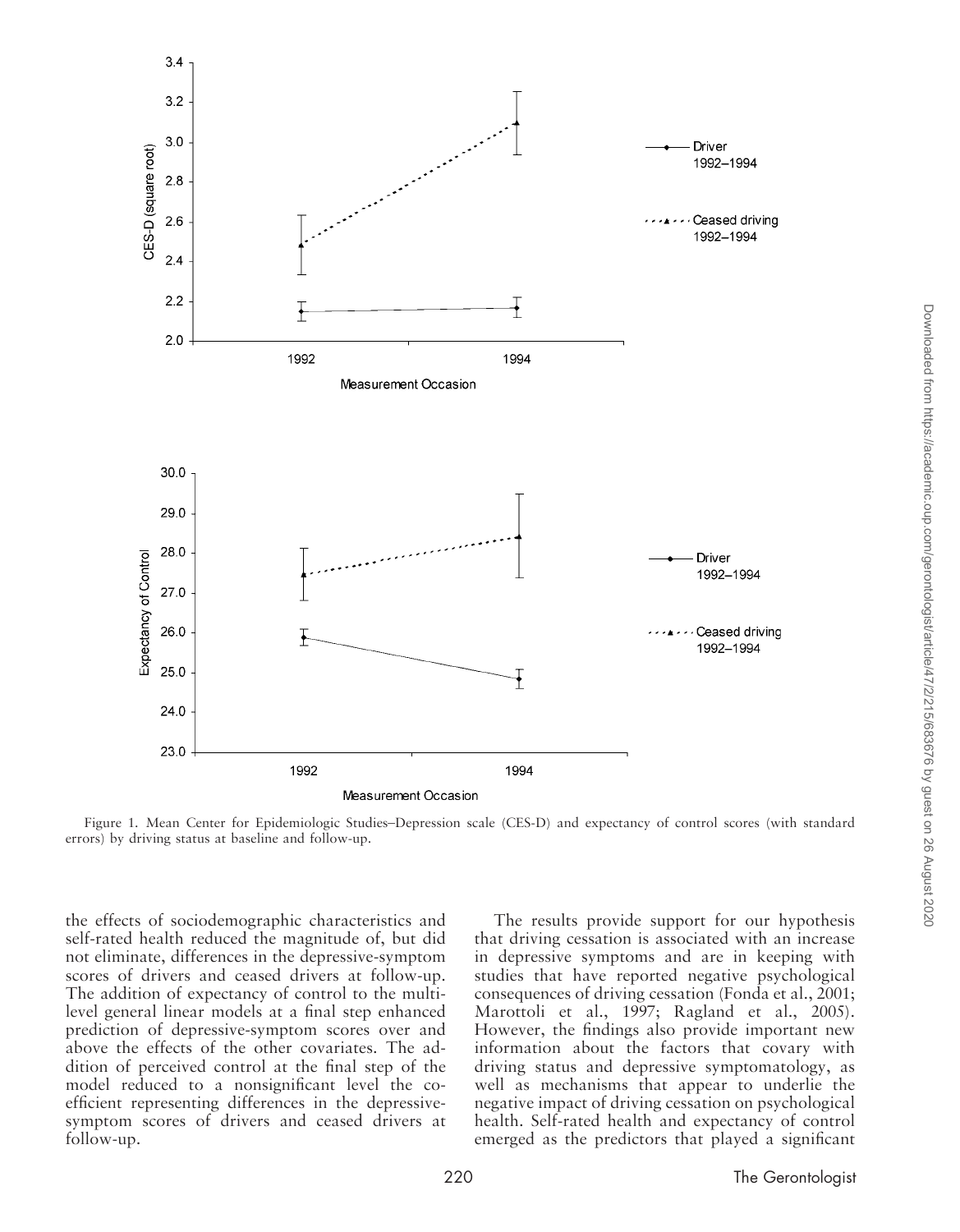Figure 1. Mean Center for Epidemiologic Studies–Depression scale (CES-D) and expectancy of control scores (with standard errors) by driving status at baseline and follow-up.

the effects of sociodemographic characteristics and self-rated health reduced the magnitude of, but did not eliminate, differences in the depressive-symptom scores of drivers and ceased drivers at follow-up. The addition of expectancy of control to the multilevel general linear models at a final step enhanced prediction of depressive-symptom scores over and above the effects of the other covariates. The addition of perceived control at the final step of the model reduced to a nonsignificant level the coefficient representing differences in the depressive-symptom scores of drivers and ceased drivers at follow-up.

The results provide support for our hypothesis that driving cessation is associated with an increase in depressive symptoms and are in keeping with studies that have reported negative psychological consequences of driving cessation (Fonda et al., 2001; Marottoli et al., 1997; Ragland et al., 2005). However, the findings also provide important new information about the factors that covary with driving status and depressive symptomatology, as well as mechanisms that appear to underlie the negative impact of driving cessation on psychological health. Self-rated health and expectancy of control emerged as the predictors that played a significant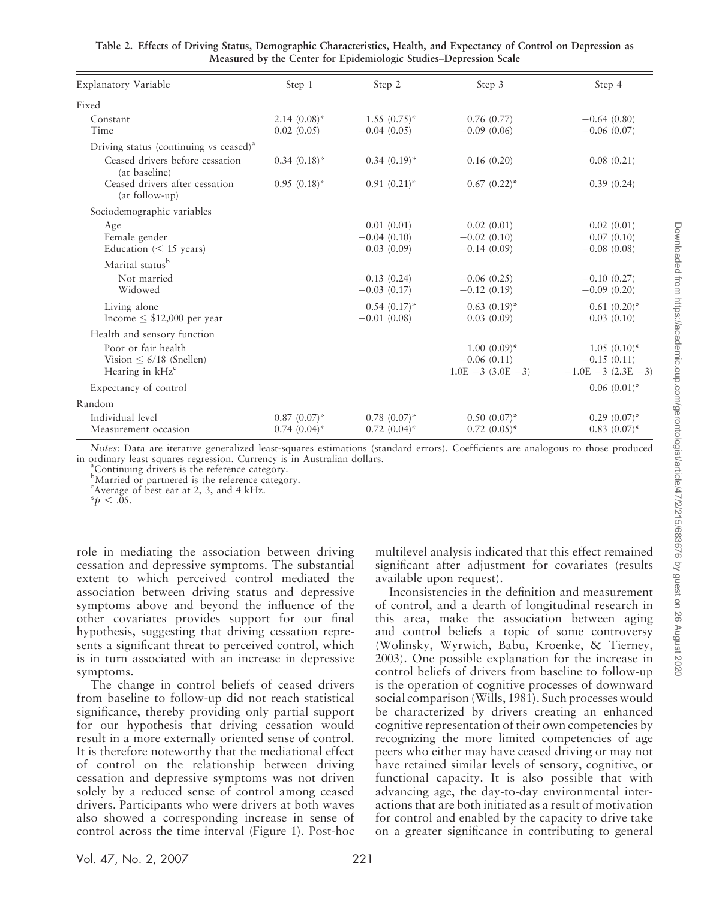**Table 2. Effects of Driving Status, Demographic Characteristics, Health, and Expectancy of Control on Depression as Measured by the Center for Epidemiologic Studies–Depression Scale**

| Explanatory Variable | Step 1 | Step 2 | Step 3 | Step 4 |
|---|---|---|---|---|
| Fixed | | | | |
| Constant | 2.14 (0.08)* | 1.55 (0.75)* | 0.76 (0.77) | −0.64 (0.80) |
| Time | 0.02 (0.05) | −0.04 (0.05) | −0.09 (0.06) | −0.06 (0.07) |
| Driving status (continuing vs ceased)[a] | | | | |
| Ceased drivers before cessation (at baseline) | 0.34 (0.18)* | 0.34 (0.19)* | 0.16 (0.20) | 0.08 (0.21) |
| Ceased drivers after cessation (at follow-up) | 0.95 (0.18)* | 0.91 (0.21)* | 0.67 (0.22)* | 0.39 (0.24) |
| Sociodemographic variables | | | | |
| Age | | 0.01 (0.01) | 0.02 (0.01) | 0.02 (0.01) |
| Female gender | | −0.04 (0.10) | −0.02 (0.10) | 0.07 (0.10) |
| Education (< 15 years) | | −0.03 (0.09) | −0.14 (0.09) | −0.08 (0.08) |
| Marital status[b] | | | | |
| Not married | | −0.13 (0.24) | −0.06 (0.25) | −0.10 (0.27) |
| Widowed | | −0.03 (0.17) | −0.12 (0.19) | −0.09 (0.20) |
| Living alone | | 0.54 (0.17)* | 0.63 (0.19)* | 0.61 (0.20)* |
| Income ≤ $12,000 per year | | −0.01 (0.08) | 0.03 (0.09) | 0.03 (0.10) |
| Health and sensory function | | | | |
| Poor or fair health | | | 1.00 (0.09)* | 1.05 (0.10)* |
| Vision ≤ 6/18 (Snellen) | | | −0.06 (0.11) | −0.15 (0.11) |
| Hearing in kHz[c] | | | 1.0E −3 (3.0E −3) | −1.0E −3 (2.3E −3) |
| Expectancy of control | | | | 0.06 (0.01)* |
| Random | | | | |
| Individual level | 0.87 (0.07)* | 0.78 (0.07)* | 0.50 (0.07)* | 0.29 (0.07)* |
| Measurement occasion | 0.74 (0.04)* | 0.72 (0.04)* | 0.72 (0.05)* | 0.83 (0.07)* |

*Notes*: Data are iterative generalized least-squares estimations (standard errors). Coefficients are analogous to those produced in ordinary least squares regression. Currency is in Australian dollars.

[a]Continuing drivers is the reference category.

[b]Married or partnered is the reference category.

[c]Average of best ear at 2, 3, and 4 kHz.

*$p < .05$.

role in mediating the association between driving cessation and depressive symptoms. The substantial extent to which perceived control mediated the association between driving status and depressive symptoms above and beyond the influence of the other covariates provides support for our final hypothesis, suggesting that driving cessation represents a significant threat to perceived control, which is in turn associated with an increase in depressive symptoms.

The change in control beliefs of ceased drivers from baseline to follow-up did not reach statistical significance, thereby providing only partial support for our hypothesis that driving cessation would result in a more externally oriented sense of control. It is therefore noteworthy that the mediational effect of control on the relationship between driving cessation and depressive symptoms was not driven solely by a reduced sense of control among ceased drivers. Participants who were drivers at both waves also showed a corresponding increase in sense of control across the time interval (Figure 1). Post-hoc multilevel analysis indicated that this effect remained significant after adjustment for covariates (results available upon request).

Inconsistencies in the definition and measurement of control, and a dearth of longitudinal research in this area, make the association between aging and control beliefs a topic of some controversy (Wolinsky, Wyrwich, Babu, Kroenke, & Tierney, 2003). One possible explanation for the increase in control beliefs of drivers from baseline to follow-up is the operation of cognitive processes of downward social comparison (Wills, 1981). Such processes would be characterized by drivers creating an enhanced cognitive representation of their own competencies by recognizing the more limited competencies of age peers who either may have ceased driving or may not have retained similar levels of sensory, cognitive, or functional capacity. It is also possible that with advancing age, the day-to-day environmental interactions that are both initiated as a result of motivation for control and enabled by the capacity to drive take on a greater significance in contributing to general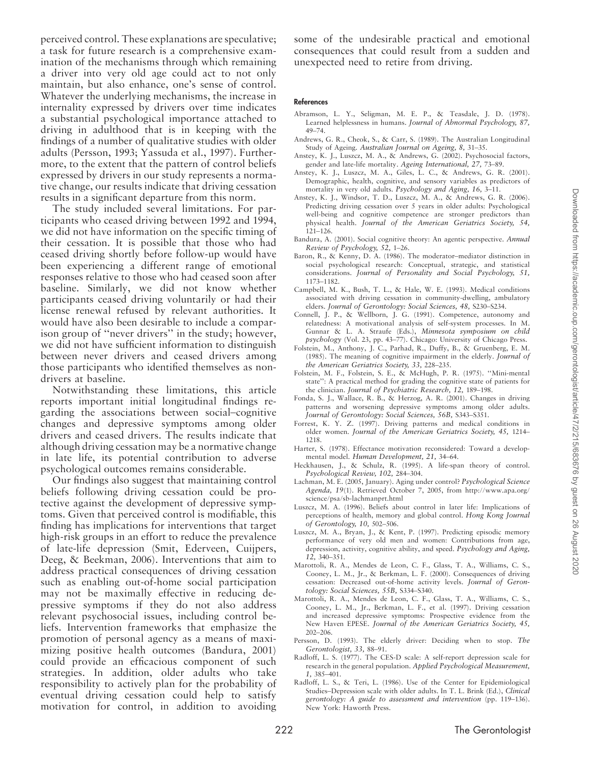perceived control. These explanations are speculative; a task for future research is a comprehensive examination of the mechanisms through which remaining a driver into very old age could act to not only maintain, but also enhance, one's sense of control. Whatever the underlying mechanisms, the increase in internality expressed by drivers over time indicates a substantial psychological importance attached to driving in adulthood that is in keeping with the findings of a number of qualitative studies with older adults (Persson, 1993; Yassuda et al., 1997). Furthermore, to the extent that the pattern of control beliefs expressed by drivers in our study represents a normative change, our results indicate that driving cessation results in a significant departure from this norm.

The study included several limitations. For participants who ceased driving between 1992 and 1994, we did not have information on the specific timing of their cessation. It is possible that those who had ceased driving shortly before follow-up would have been experiencing a different range of emotional responses relative to those who had ceased soon after baseline. Similarly, we did not know whether participants ceased driving voluntarily or had their license renewal refused by relevant authorities. It would have also been desirable to include a comparison group of ''never drivers'' in the study; however, we did not have sufficient information to distinguish between never drivers and ceased drivers among those participants who identified themselves as nondrivers at baseline.

Notwithstanding these limitations, this article reports important initial longitudinal findings regarding the associations between social–cognitive changes and depressive symptoms among older drivers and ceased drivers. The results indicate that although driving cessation may be a normative change in late life, its potential contribution to adverse psychological outcomes remains considerable.

Our findings also suggest that maintaining control beliefs following driving cessation could be protective against the development of depressive symptoms. Given that perceived control is modifiable, this finding has implications for interventions that target high-risk groups in an effort to reduce the prevalence of late-life depression (Smit, Ederveen, Cuijpers, Deeg, & Beekman, 2006). Interventions that aim to address practical consequences of driving cessation such as enabling out-of-home social participation may not be maximally effective in reducing depressive symptoms if they do not also address relevant psychosocial issues, including control beliefs. Intervention frameworks that emphasize the promotion of personal agency as a means of maximizing positive health outcomes (Bandura, 2001) could provide an efficacious component of such strategies. In addition, older adults who take responsibility to actively plan for the probability of eventual driving cessation could help to satisfy motivation for control, in addition to avoiding some of the undesirable practical and emotional consequences that could result from a sudden and unexpected need to retire from driving.

### References

Abramson, L. Y., Seligman, M. E. P., & Teasdale, J. D. (1978). Learned helplessness in humans. *Journal of Abnormal Psychology, 87,* 49–74.

Andrews, G. R., Cheok, S., & Carr, S. (1989). The Australian Longitudinal Study of Ageing. *Australian Journal on Ageing, 8,* 31–35.

Anstey, K. J., Luszcz, M. A., & Andrews, G. (2002). Psychosocial factors, gender and late-life mortality. *Ageing International, 27,* 73–89.

Anstey, K. J., Luszcz, M. A., Giles, L. C., & Andrews, G. R. (2001). Demographic, health, cognitive, and sensory variables as predictors of mortality in very old adults. *Psychology and Aging, 16,* 3–11.

Anstey, K. J., Windsor, T. D., Luszcz, M. A., & Andrews, G. R. (2006). Predicting driving cessation over 5 years in older adults: Psychological well-being and cognitive competence are stronger predictors than physical health. *Journal of the American Geriatrics Society, 54,* 121–126.

Bandura, A. (2001). Social cognitive theory: An agentic perspective. *Annual Review of Psychology, 52,* 1–26.

Baron, R., & Kenny, D. A. (1986). The moderator–mediator distinction in social psychological research: Conceptual, strategic, and statistical considerations. *Journal of Personality and Social Psychology, 51,* 1173–1182.

Campbell, M. K., Bush, T. L., & Hale, W. E. (1993). Medical conditions associated with driving cessation in community-dwelling, ambulatory elders. *Journal of Gerontology: Social Sciences, 48,* S230–S234.

Connell, J. P., & Wellborn, J. G. (1991). Competence, autonomy and relatedness: A motivational analysis of self-system processes. In M. Gunnar & L. A. Straufe (Eds.), *Minnesota symposium on child psychology* (Vol. 23, pp. 43–77). Chicago: University of Chicago Press.

Folstein, M., Anthony, J. C., Parhad, R., Duffy, B., & Gruenberg, E. M. (1985). The meaning of cognitive impairment in the elderly. *Journal of the American Geriatrics Society, 33,* 228–235.

Folstein, M. F., Folstein, S. E., & McHugh, P. R. (1975). ''Mini-mental state'': A practical method for grading the cognitive state of patients for the clinician. *Journal of Psychiatric Research, 12,* 189–198.

Fonda, S. J., Wallace, R. B., & Herzog, A. R. (2001). Changes in driving patterns and worsening depressive symptoms among older adults. *Journal of Gerontology: Social Sciences, 56B,* S343–S351.

Forrest, K. Y. Z. (1997). Driving patterns and medical conditions in older women. *Journal of the American Geriatrics Society, 45,* 1214–1218.

Harter, S. (1978). Effectance motivation reconsidered: Toward a developmental model. *Human Development, 21,* 34–64.

Heckhausen, J., & Schulz, R. (1995). A life-span theory of control. *Psychological Review, 102,* 284–304.

Lachman, M. E. (2005, January). Aging under control? *Psychological Science Agenda, 19*(1). Retrieved October 7, 2005, from http://www.apa.org/science/psa/sb-lachmanprt.html

Luszcz, M. A. (1996). Beliefs about control in later life: Implications of perceptions of health, memory and global control. *Hong Kong Journal of Gerontology, 10,* 502–506.

Luszcz, M. A., Bryan, J., & Kent, P. (1997). Predicting episodic memory performance of very old men and women: Contributions from age, depression, activity, cognitive ability, and speed. *Psychology and Aging, 12,* 340–351.

Marottoli, R. A., Mendes de Leon, C. F., Glass, T. A., Williams, C. S., Cooney, L. M., Jr., & Berkman, L. F. (2000). Consequences of driving cessation: Decreased out-of-home activity levels. *Journal of Gerontology: Social Sciences, 55B,* S334–S340.

Marottoli, R. A., Mendes de Leon, C. F., Glass, T. A., Williams, C. S., Cooney, L. M., Jr., Berkman, L. F., et al. (1997). Driving cessation and increased depressive symptoms: Prospective evidence from the New Haven EPESE. *Journal of the American Geriatrics Society, 45,* 202–206.

Persson, D. (1993). The elderly driver: Deciding when to stop. *The Gerontologist, 33,* 88–91.

Radloff, L. S. (1977). The CES-D scale: A self-report depression scale for research in the general population. *Applied Psychological Measurement, 1,* 385–401.

Radloff, L. S., & Teri, L. (1986). Use of the Center for Epidemiological Studies–Depression scale with older adults. In T. L. Brink (Ed.), *Clinical gerontology: A guide to assessment and intervention* (pp. 119–136). New York: Haworth Press.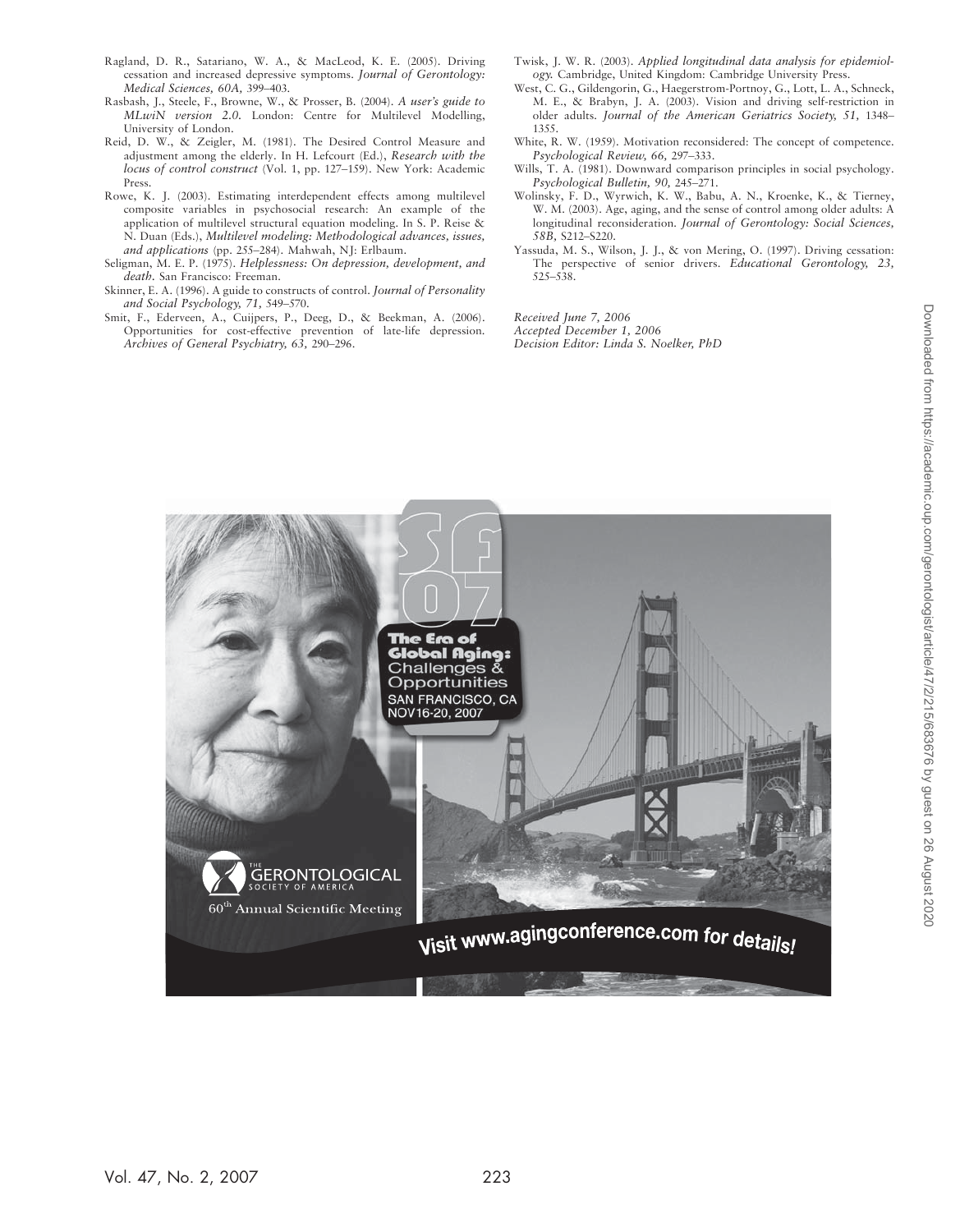Ragland, D. R., Satariano, W. A., & MacLeod, K. E. (2005). Driving cessation and increased depressive symptoms. *Journal of Gerontology: Medical Sciences, 60A,* 399–403.

Rasbash, J., Steele, F., Browne, W., & Prosser, B. (2004). *A user's guide to MLwiN version 2.0.* London: Centre for Multilevel Modelling, University of London.

Reid, D. W., & Zeigler, M. (1981). The Desired Control Measure and adjustment among the elderly. In H. Lefcourt (Ed.), *Research with the locus of control construct* (Vol. 1, pp. 127–159). New York: Academic Press.

Rowe, K. J. (2003). Estimating interdependent effects among multilevel composite variables in psychosocial research: An example of the application of multilevel structural equation modeling. In S. P. Reise & N. Duan (Eds.), *Multilevel modeling: Methodological advances, issues, and applications* (pp. 255–284). Mahwah, NJ: Erlbaum.

Seligman, M. E. P. (1975). *Helplessness: On depression, development, and death.* San Francisco: Freeman.

Skinner, E. A. (1996). A guide to constructs of control. *Journal of Personality and Social Psychology, 71,* 549–570.

Smit, F., Ederveen, A., Cuijpers, P., Deeg, D., & Beekman, A. (2006). Opportunities for cost-effective prevention of late-life depression. *Archives of General Psychiatry, 63,* 290–296.

Twisk, J. W. R. (2003). *Applied longitudinal data analysis for epidemiology.* Cambridge, United Kingdom: Cambridge University Press.

West, C. G., Gildengorin, G., Haegerstrom-Portnoy, G., Lott, L. A., Schneck, M. E., & Brabyn, J. A. (2003). Vision and driving self-restriction in older adults. *Journal of the American Geriatrics Society, 51,* 1348–1355.

White, R. W. (1959). Motivation reconsidered: The concept of competence. *Psychological Review, 66,* 297–333.

Wills, T. A. (1981). Downward comparison principles in social psychology. *Psychological Bulletin, 90,* 245–271.

Wolinsky, F. D., Wyrwich, K. W., Babu, A. N., Kroenke, K., & Tierney, W. M. (2003). Age, aging, and the sense of control among older adults: A longitudinal reconsideration. *Journal of Gerontology: Social Sciences, 58B,* S212–S220.

Yassuda, M. S., Wilson, J. J., & von Mering, O. (1997). Driving cessation: The perspective of senior drivers. *Educational Gerontology, 23,* 525–538.

*Received June 7, 2006*
*Accepted December 1, 2006*
*Decision Editor: Linda S. Noelker, PhD*